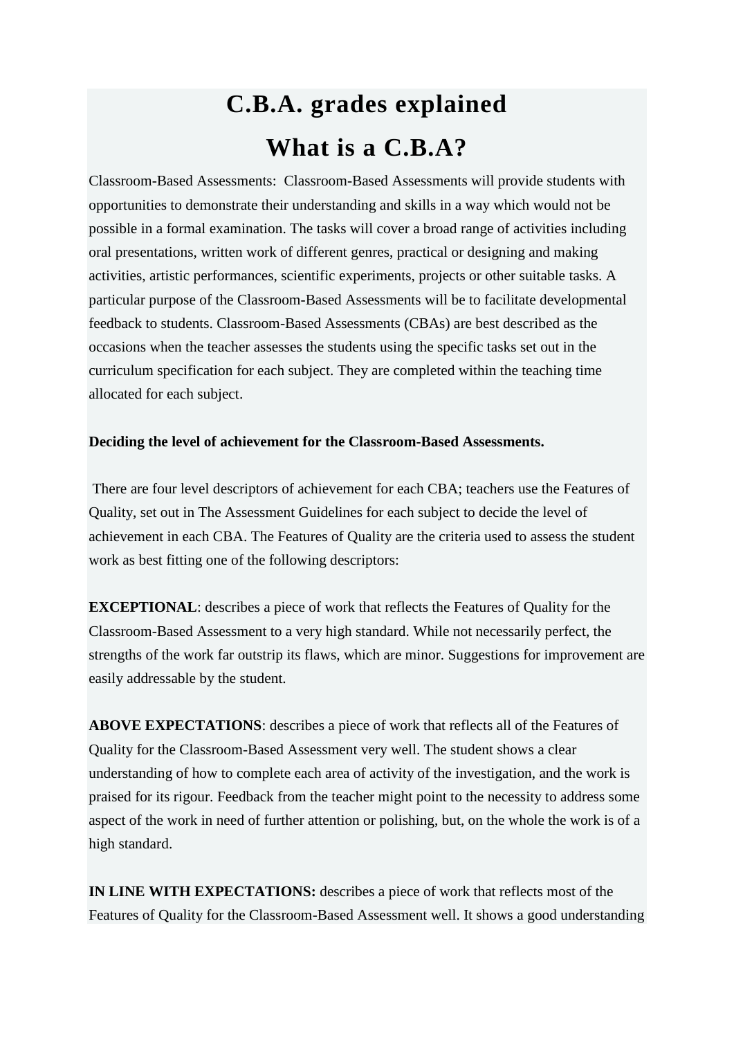# C.B.A. grades explained

# What is a C.B.A?

Classroom-Based Assessments: Classroom-Based Assessments will provide students with opportunities to demonstrate their understanding and skills in a way which would not be possible in a formal examination. The tasks will cover a broad range of activities including oral presentations, written work of different genres, practical or designing and making activities, artistic performances, scientific experiments, projects or other suitable tasks. A particular purpose of the Classroom-Based Assessments will be to facilitate developmental feedback to students. Classroom-Based Assessments (CBAs) are best described as the occasions when the teacher assesses the students using the specific tasks set out in the curriculum specification for each subject. They are completed within the teaching time allocated for each subject.

**Deciding the level of achievement for the Classroom-Based Assessments.**

There are four level descriptors of achievement for each CBA; teachers use the Features of Quality, set out in The Assessment Guidelines for each subject to decide the level of achievement in each CBA. The Features of Quality are the criteria used to assess the student work as best fitting one of the following descriptors:

**EXCEPTIONAL**: describes a piece of work that reflects the Features of Quality for the Classroom-Based Assessment to a very high standard. While not necessarily perfect, the strengths of the work far outstrip its flaws, which are minor. Suggestions for improvement are easily addressable by the student.

**ABOVE EXPECTATIONS**: describes a piece of work that reflects all of the Features of Quality for the Classroom-Based Assessment very well. The student shows a clear understanding of how to complete each area of activity of the investigation, and the work is praised for its rigour. Feedback from the teacher might point to the necessity to address some aspect of the work in need of further attention or polishing, but, on the whole the work is of a high standard.

**IN LINE WITH EXPECTATIONS:** describes a piece of work that reflects most of the Features of Quality for the Classroom-Based Assessment well. It shows a good understanding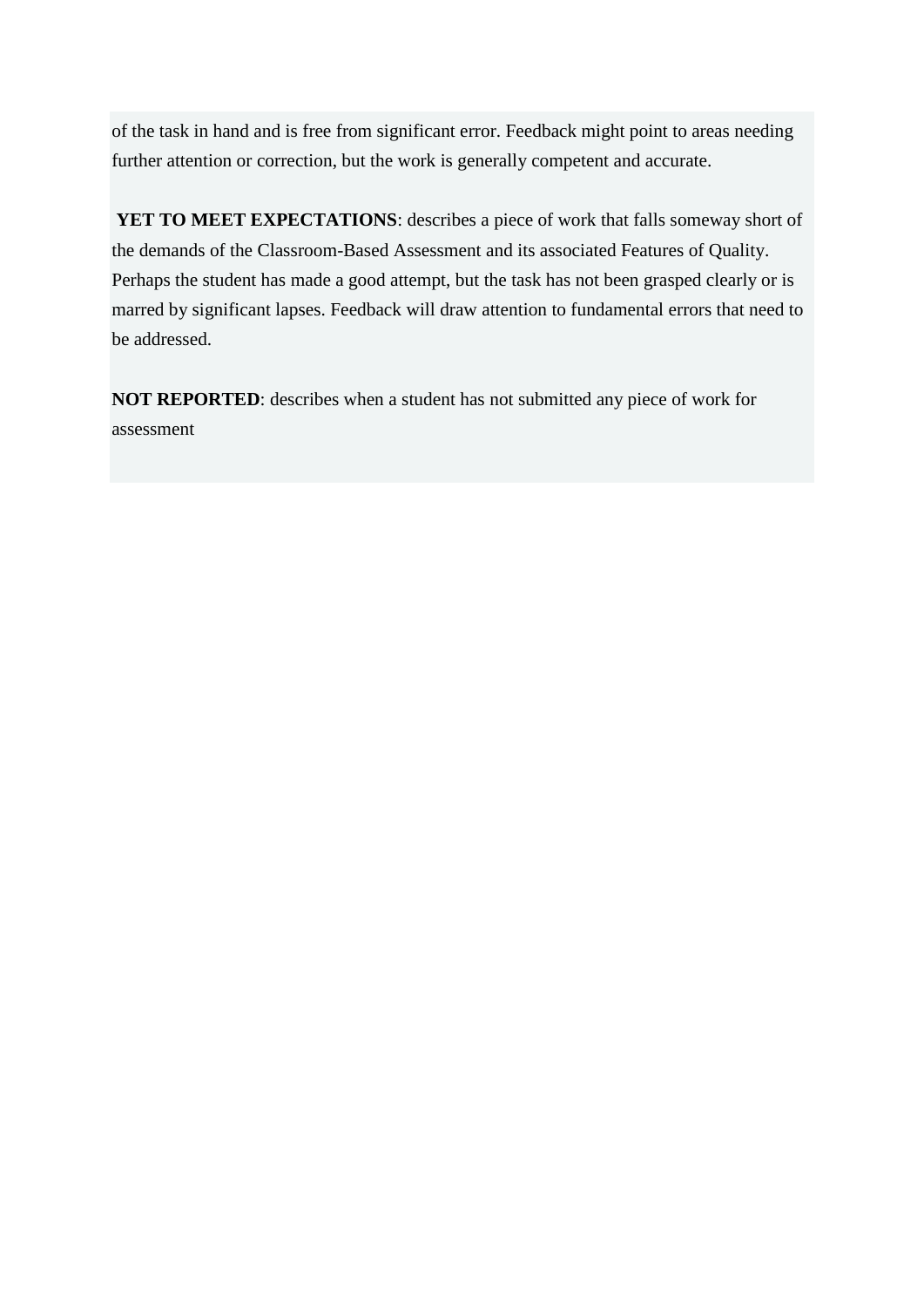of the task in hand and is free from significant error. Feedback might point to areas needing further attention or correction, but the work is generally competent and accurate.

**YET TO MEET EXPECTATIONS**: describes a piece of work that falls someway short of the demands of the Classroom-Based Assessment and its associated Features of Quality. Perhaps the student has made a good attempt, but the task has not been grasped clearly or is marred by significant lapses. Feedback will draw attention to fundamental errors that need to be addressed.

**NOT REPORTED**: describes when a student has not submitted any piece of work for assessment